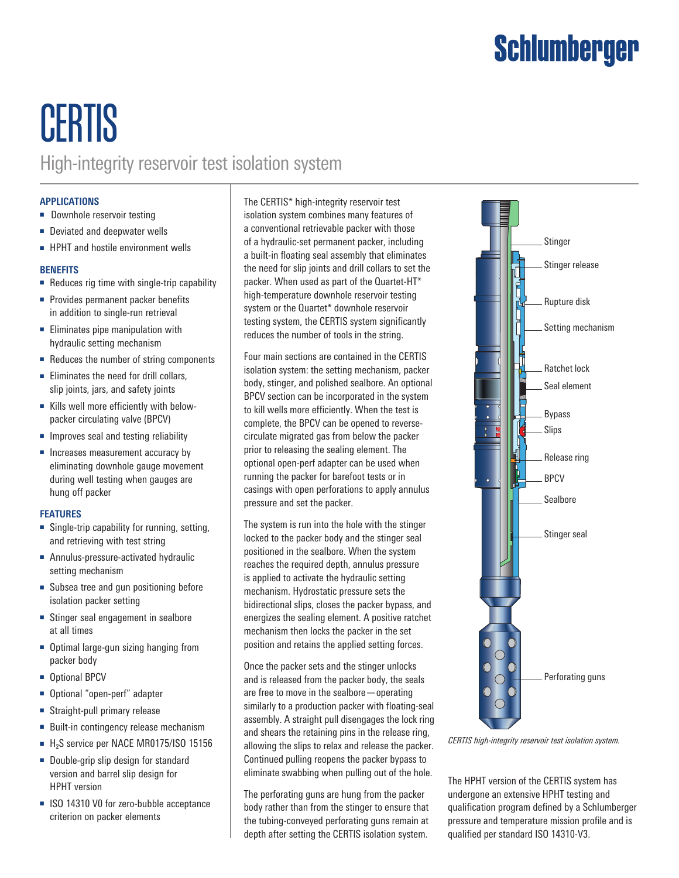# CERTIS

## High-integrity reservoir test isolation system

### APPLICATIONS

- Downhole reservoir testing
- Deviated and deepwater wells
- HPHT and hostile environment wells

### BENEFITS

- Reduces rig time with single-trip capability
- Provides permanent packer benefits in addition to single-run retrieval
- Eliminates pipe manipulation with hydraulic setting mechanism
- Reduces the number of string components
- Eliminates the need for drill collars, slip joints, jars, and safety joints
- Kills well more efficiently with below-packer circulating valve (BPCV)
- Improves seal and testing reliability
- Increases measurement accuracy by eliminating downhole gauge movement during well testing when gauges are hung off packer

### FEATURES

- Single-trip capability for running, setting, and retrieving with test string
- Annulus-pressure-activated hydraulic setting mechanism
- Subsea tree and gun positioning before isolation packer setting
- Stinger seal engagement in sealbore at all times
- Optimal large-gun sizing hanging from packer body
- Optional BPCV
- Optional "open-perf" adapter
- Straight-pull primary release
- Built-in contingency release mechanism
- $H_2S$ service per NACE MR0175/ISO 15156
- Double-grip slip design for standard version and barrel slip design for HPHT version
- ISO 14310 V0 for zero-bubble acceptance criterion on packer elements

The CERTIS* high-integrity reservoir test isolation system combines many features of a conventional retrievable packer with those of a hydraulic-set permanent packer, including a built-in floating seal assembly that eliminates the need for slip joints and drill collars to set the packer. When used as part of the Quartet-HT* high-temperature downhole reservoir testing system or the Quartet* downhole reservoir testing system, the CERTIS system significantly reduces the number of tools in the string.

Four main sections are contained in the CERTIS isolation system: the setting mechanism, packer body, stinger, and polished sealbore. An optional BPCV section can be incorporated in the system to kill wells more efficiently. When the test is complete, the BPCV can be opened to reverse-circulate migrated gas from below the packer prior to releasing the sealing element. The optional open-perf adapter can be used when running the packer for barefoot tests or in casings with open perforations to apply annulus pressure and set the packer.

The system is run into the hole with the stinger locked to the packer body and the stinger seal positioned in the sealbore. When the system reaches the required depth, annulus pressure is applied to activate the hydraulic setting mechanism. Hydrostatic pressure sets the bidirectional slips, closes the packer bypass, and energizes the sealing element. A positive ratchet mechanism then locks the packer in the set position and retains the applied setting forces.

Once the packer sets and the stinger unlocks and is released from the packer body, the seals are free to move in the sealbore—operating similarly to a production packer with floating-seal assembly. A straight pull disengages the lock ring and shears the retaining pins in the release ring, allowing the slips to relax and release the packer. Continued pulling reopens the packer bypass to eliminate swabbing when pulling out of the hole.

The perforating guns are hung from the packer body rather than from the stinger to ensure that the tubing-conveyed perforating guns remain at depth after setting the CERTIS isolation system.

Stinger
Stinger release
Rupture disk
Setting mechanism
Ratchet lock
Seal element
Bypass
Slips
Release ring
BPCV
Sealbore
Stinger seal
Perforating guns

*CERTIS high-integrity reservoir test isolation system.*

The HPHT version of the CERTIS system has undergone an extensive HPHT testing and qualification program defined by a Schlumberger pressure and temperature mission profile and is qualified per standard ISO 14310-V3.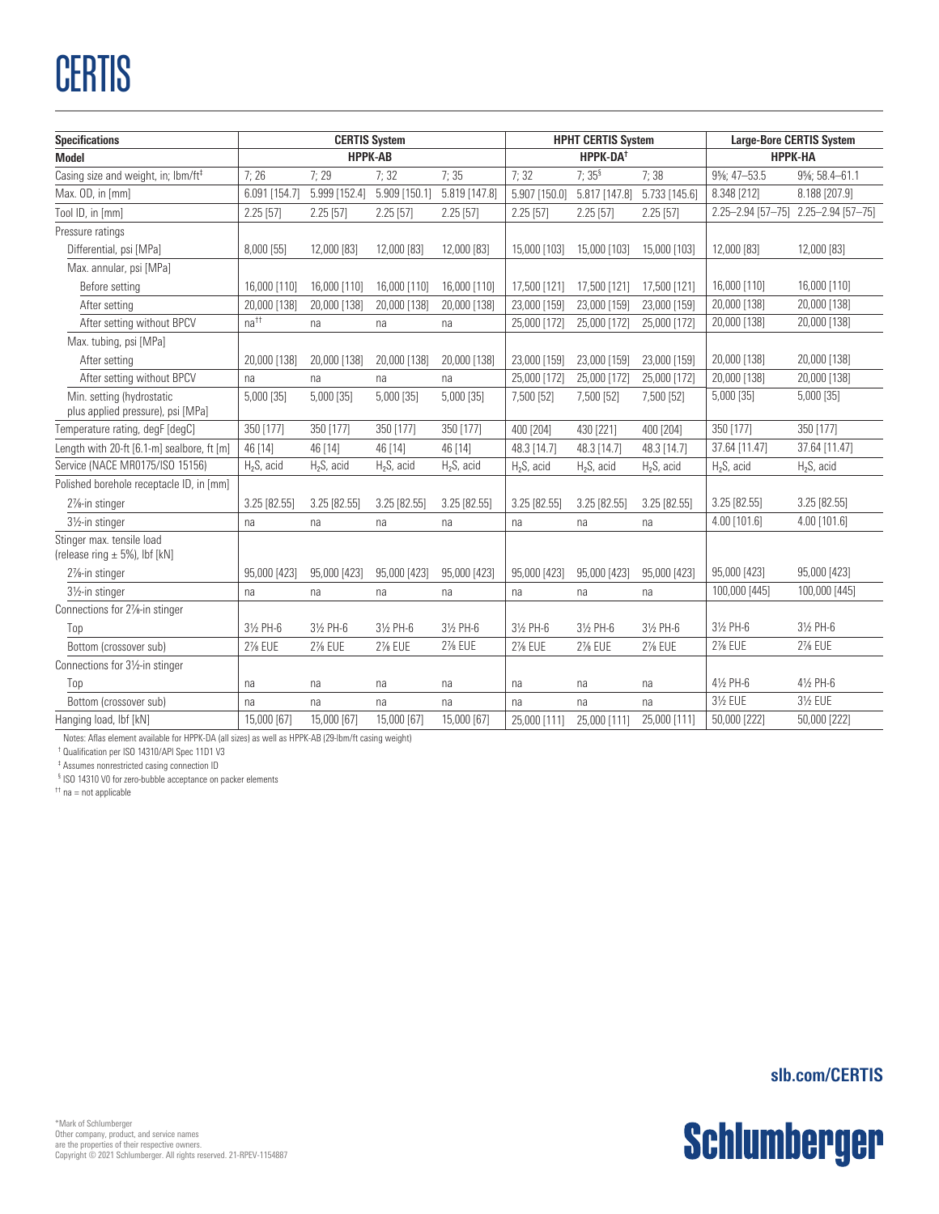# CERTIS

| Specifications | CERTIS System | | | | HPHT CERTIS System | | | Large-Bore CERTIS System | |
|---|---|---|---|---|---|---|---|---|---|
| Model | HPPK-AB | | | | HPPK-DA† | | | HPPK-HA | |
| Casing size and weight, in; lbm/ft‡ | 7; 26 | 7; 29 | 7; 32 | 7; 35 | 7; 32 | 7; 35§ | 7; 38 | 9⅝; 47–53.5 | 9⅝; 58.4–61.1 |
| Max. OD, in [mm] | 6.091 [154.7] | 5.999 [152.4] | 5.909 [150.1] | 5.819 [147.8] | 5.907 [150.0] | 5.817 [147.8] | 5.733 [145.6] | 8.348 [212] | 8.188 [207.9] |
| Tool ID, in [mm] | 2.25 [57] | 2.25 [57] | 2.25 [57] | 2.25 [57] | 2.25 [57] | 2.25 [57] | 2.25 [57] | 2.25–2.94 [57–75] | 2.25–2.94 [57–75] |
| Pressure ratings | | | | | | | | | |
| Differential, psi [MPa] | 8,000 [55] | 12,000 [83] | 12,000 [83] | 12,000 [83] | 15,000 [103] | 15,000 [103] | 15,000 [103] | 12,000 [83] | 12,000 [83] |
| Max. annular, psi [MPa] | | | | | | | | | |
| Before setting | 16,000 [110] | 16,000 [110] | 16,000 [110] | 16,000 [110] | 17,500 [121] | 17,500 [121] | 17,500 [121] | 16,000 [110] | 16,000 [110] |
| After setting | 20,000 [138] | 20,000 [138] | 20,000 [138] | 20,000 [138] | 23,000 [159] | 23,000 [159] | 23,000 [159] | 20,000 [138] | 20,000 [138] |
| After setting without BPCV | na†† | na | na | na | 25,000 [172] | 25,000 [172] | 25,000 [172] | 20,000 [138] | 20,000 [138] |
| Max. tubing, psi [MPa] | | | | | | | | | |
| After setting | 20,000 [138] | 20,000 [138] | 20,000 [138] | 20,000 [138] | 23,000 [159] | 23,000 [159] | 23,000 [159] | 20,000 [138] | 20,000 [138] |
| After setting without BPCV | na | na | na | na | 25,000 [172] | 25,000 [172] | 25,000 [172] | 20,000 [138] | 20,000 [138] |
| Min. setting (hydrostatic plus applied pressure), psi [MPa] | 5,000 [35] | 5,000 [35] | 5,000 [35] | 5,000 [35] | 7,500 [52] | 7,500 [52] | 7,500 [52] | 5,000 [35] | 5,000 [35] |
| Temperature rating, degF [degC] | 350 [177] | 350 [177] | 350 [177] | 350 [177] | 400 [204] | 430 [221] | 400 [204] | 350 [177] | 350 [177] |
| Length with 20-ft [6.1-m] sealbore, ft [m] | 46 [14] | 46 [14] | 46 [14] | 46 [14] | 48.3 [14.7] | 48.3 [14.7] | 48.3 [14.7] | 37.64 [11.47] | 37.64 [11.47] |
| Service (NACE MR0175/ISO 15156) | $H_2S$, acid | $H_2S$, acid | $H_2S$, acid | $H_2S$, acid | $H_2S$, acid | $H_2S$, acid | $H_2S$, acid | $H_2S$, acid | $H_2S$, acid |
| Polished borehole receptacle ID, in [mm] | | | | | | | | | |
| 2⅞-in stinger | 3.25 [82.55] | 3.25 [82.55] | 3.25 [82.55] | 3.25 [82.55] | 3.25 [82.55] | 3.25 [82.55] | 3.25 [82.55] | 3.25 [82.55] | 3.25 [82.55] |
| 3½-in stinger | na | na | na | na | na | na | na | 4.00 [101.6] | 4.00 [101.6] |
| Stinger max. tensile load (release ring ± 5%), lbf [kN] | | | | | | | | | |
| 2⅞-in stinger | 95,000 [423] | 95,000 [423] | 95,000 [423] | 95,000 [423] | 95,000 [423] | 95,000 [423] | 95,000 [423] | 95,000 [423] | 95,000 [423] |
| 3½-in stinger | na | na | na | na | na | na | na | 100,000 [445] | 100,000 [445] |
| Connections for 2⅞-in stinger | | | | | | | | | |
| Top | 3½ PH-6 | 3½ PH-6 | 3½ PH-6 | 3½ PH-6 | 3½ PH-6 | 3½ PH-6 | 3½ PH-6 | 3½ PH-6 | 3½ PH-6 |
| Bottom (crossover sub) | 2⅞ EUE | 2⅞ EUE | 2⅞ EUE | 2⅞ EUE | 2⅞ EUE | 2⅞ EUE | 2⅞ EUE | 2⅞ EUE | 2⅞ EUE |
| Connections for 3½-in stinger | | | | | | | | | |
| Top | na | na | na | na | na | na | na | 4½ PH-6 | 4½ PH-6 |
| Bottom (crossover sub) | na | na | na | na | na | na | na | 3½ EUE | 3½ EUE |
| Hanging load, lbf [kN] | 15,000 [67] | 15,000 [67] | 15,000 [67] | 15,000 [67] | 25,000 [111] | 25,000 [111] | 25,000 [111] | 50,000 [222] | 50,000 [222] |

Notes: Aflas element available for HPPK-DA (all sizes) as well as HPPK-AB (29-lbm/ft casing weight)

† Qualification per ISO 14310/API Spec 11D1 V3

‡ Assumes nonrestricted casing connection ID

§ ISO 14310 V0 for zero-bubble acceptance on packer elements

†† na = not applicable

**slb.com/CERTIS**

*Mark of Schlumberger
Other company, product, and service names
are the properties of their respective owners.
Copyright © 2021 Schlumberger. All rights reserved. 21-RPEV-1154887

**Schlumberger**